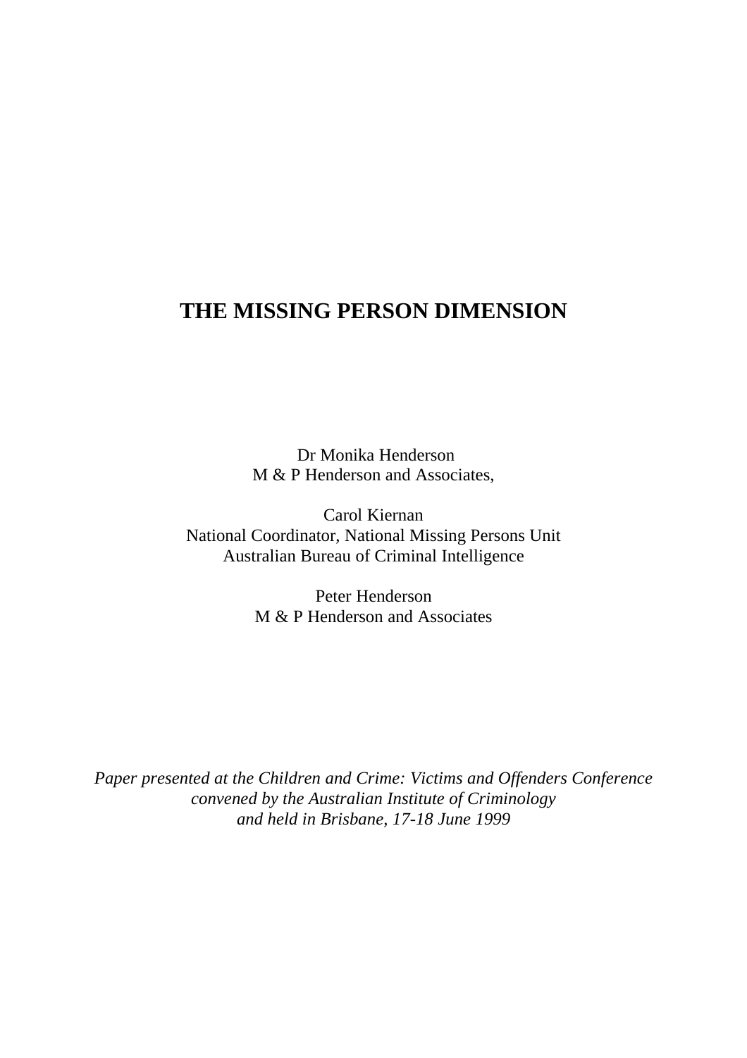# THE MISSING PERSON DIMENSION

Dr Monika Henderson
M & P Henderson and Associates,

Carol Kiernan
National Coordinator, National Missing Persons Unit
Australian Bureau of Criminal Intelligence

Peter Henderson
M & P Henderson and Associates

*Paper presented at the Children and Crime: Victims and Offenders Conference convened by the Australian Institute of Criminology and held in Brisbane, 17-18 June 1999*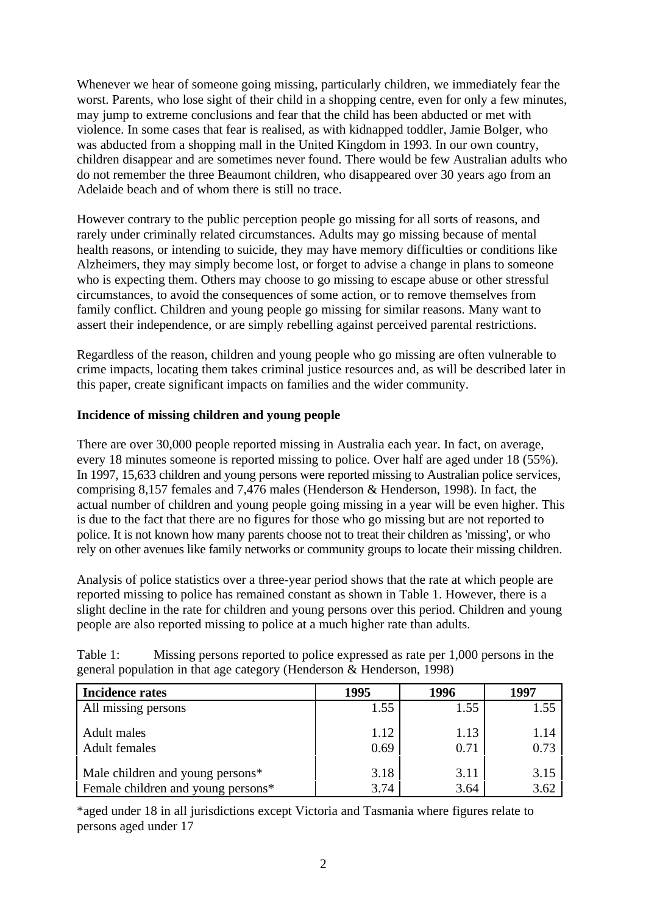Whenever we hear of someone going missing, particularly children, we immediately fear the worst. Parents, who lose sight of their child in a shopping centre, even for only a few minutes, may jump to extreme conclusions and fear that the child has been abducted or met with violence. In some cases that fear is realised, as with kidnapped toddler, Jamie Bolger, who was abducted from a shopping mall in the United Kingdom in 1993. In our own country, children disappear and are sometimes never found. There would be few Australian adults who do not remember the three Beaumont children, who disappeared over 30 years ago from an Adelaide beach and of whom there is still no trace.

However contrary to the public perception people go missing for all sorts of reasons, and rarely under criminally related circumstances. Adults may go missing because of mental health reasons, or intending to suicide, they may have memory difficulties or conditions like Alzheimers, they may simply become lost, or forget to advise a change in plans to someone who is expecting them. Others may choose to go missing to escape abuse or other stressful circumstances, to avoid the consequences of some action, or to remove themselves from family conflict. Children and young people go missing for similar reasons. Many want to assert their independence, or are simply rebelling against perceived parental restrictions.

Regardless of the reason, children and young people who go missing are often vulnerable to crime impacts, locating them takes criminal justice resources and, as will be described later in this paper, create significant impacts on families and the wider community.

**Incidence of missing children and young people**

There are over 30,000 people reported missing in Australia each year. In fact, on average, every 18 minutes someone is reported missing to police. Over half are aged under 18 (55%). In 1997, 15,633 children and young persons were reported missing to Australian police services, comprising 8,157 females and 7,476 males (Henderson & Henderson, 1998). In fact, the actual number of children and young people going missing in a year will be even higher. This is due to the fact that there are no figures for those who go missing but are not reported to police. It is not known how many parents choose not to treat their children as 'missing', or who rely on other avenues like family networks or community groups to locate their missing children.

Analysis of police statistics over a three-year period shows that the rate at which people are reported missing to police has remained constant as shown in Table 1. However, there is a slight decline in the rate for children and young persons over this period. Children and young people are also reported missing to police at a much higher rate than adults.

Table 1: Missing persons reported to police expressed as rate per 1,000 persons in the general population in that age category (Henderson & Henderson, 1998)

| Incidence rates | 1995 | 1996 | 1997 |
|---|---|---|---|
| All missing persons | 1.55 | 1.55 | 1.55 |
| Adult males | 1.12 | 1.13 | 1.14 |
| Adult females | 0.69 | 0.71 | 0.73 |
| Male children and young persons* | 3.18 | 3.11 | 3.15 |
| Female children and young persons* | 3.74 | 3.64 | 3.62 |

*aged under 18 in all jurisdictions except Victoria and Tasmania where figures relate to persons aged under 17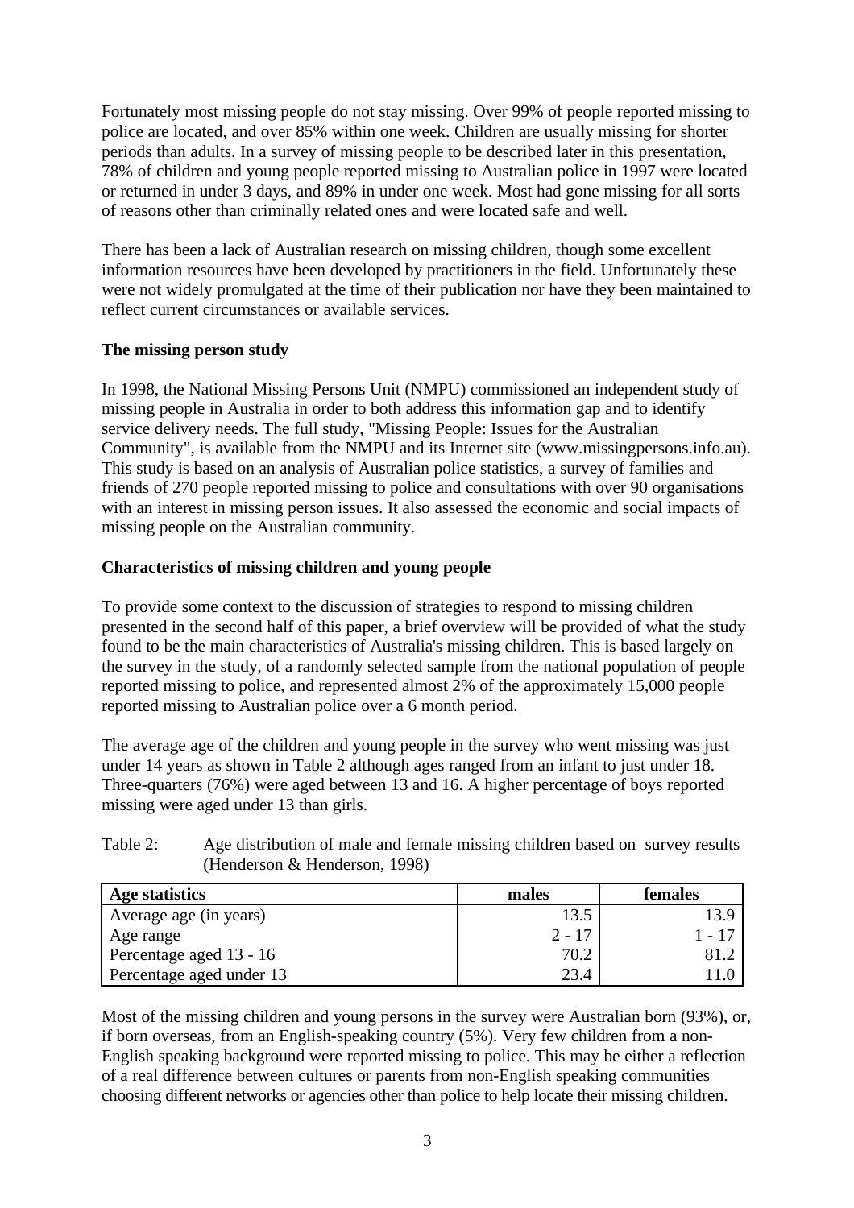Fortunately most missing people do not stay missing. Over 99% of people reported missing to police are located, and over 85% within one week. Children are usually missing for shorter periods than adults. In a survey of missing people to be described later in this presentation, 78% of children and young people reported missing to Australian police in 1997 were located or returned in under 3 days, and 89% in under one week. Most had gone missing for all sorts of reasons other than criminally related ones and were located safe and well.

There has been a lack of Australian research on missing children, though some excellent information resources have been developed by practitioners in the field. Unfortunately these were not widely promulgated at the time of their publication nor have they been maintained to reflect current circumstances or available services.

### The missing person study

In 1998, the National Missing Persons Unit (NMPU) commissioned an independent study of missing people in Australia in order to both address this information gap and to identify service delivery needs. The full study, "Missing People: Issues for the Australian Community", is available from the NMPU and its Internet site (www.missingpersons.info.au). This study is based on an analysis of Australian police statistics, a survey of families and friends of 270 people reported missing to police and consultations with over 90 organisations with an interest in missing person issues. It also assessed the economic and social impacts of missing people on the Australian community.

### Characteristics of missing children and young people

To provide some context to the discussion of strategies to respond to missing children presented in the second half of this paper, a brief overview will be provided of what the study found to be the main characteristics of Australia's missing children. This is based largely on the survey in the study, of a randomly selected sample from the national population of people reported missing to police, and represented almost 2% of the approximately 15,000 people reported missing to Australian police over a 6 month period.

The average age of the children and young people in the survey who went missing was just under 14 years as shown in Table 2 although ages ranged from an infant to just under 18. Three-quarters (76%) were aged between 13 and 16. A higher percentage of boys reported missing were aged under 13 than girls.

Table 2: Age distribution of male and female missing children based on survey results (Henderson & Henderson, 1998)

| Age statistics | males | females |
|---|---|---|
| Average age (in years) | 13.5 | 13.9 |
| Age range | 2 - 17 | 1 - 17 |
| Percentage aged 13 - 16 | 70.2 | 81.2 |
| Percentage aged under 13 | 23.4 | 11.0 |

Most of the missing children and young persons in the survey were Australian born (93%), or, if born overseas, from an English-speaking country (5%). Very few children from a non-English speaking background were reported missing to police. This may be either a reflection of a real difference between cultures or parents from non-English speaking communities choosing different networks or agencies other than police to help locate their missing children.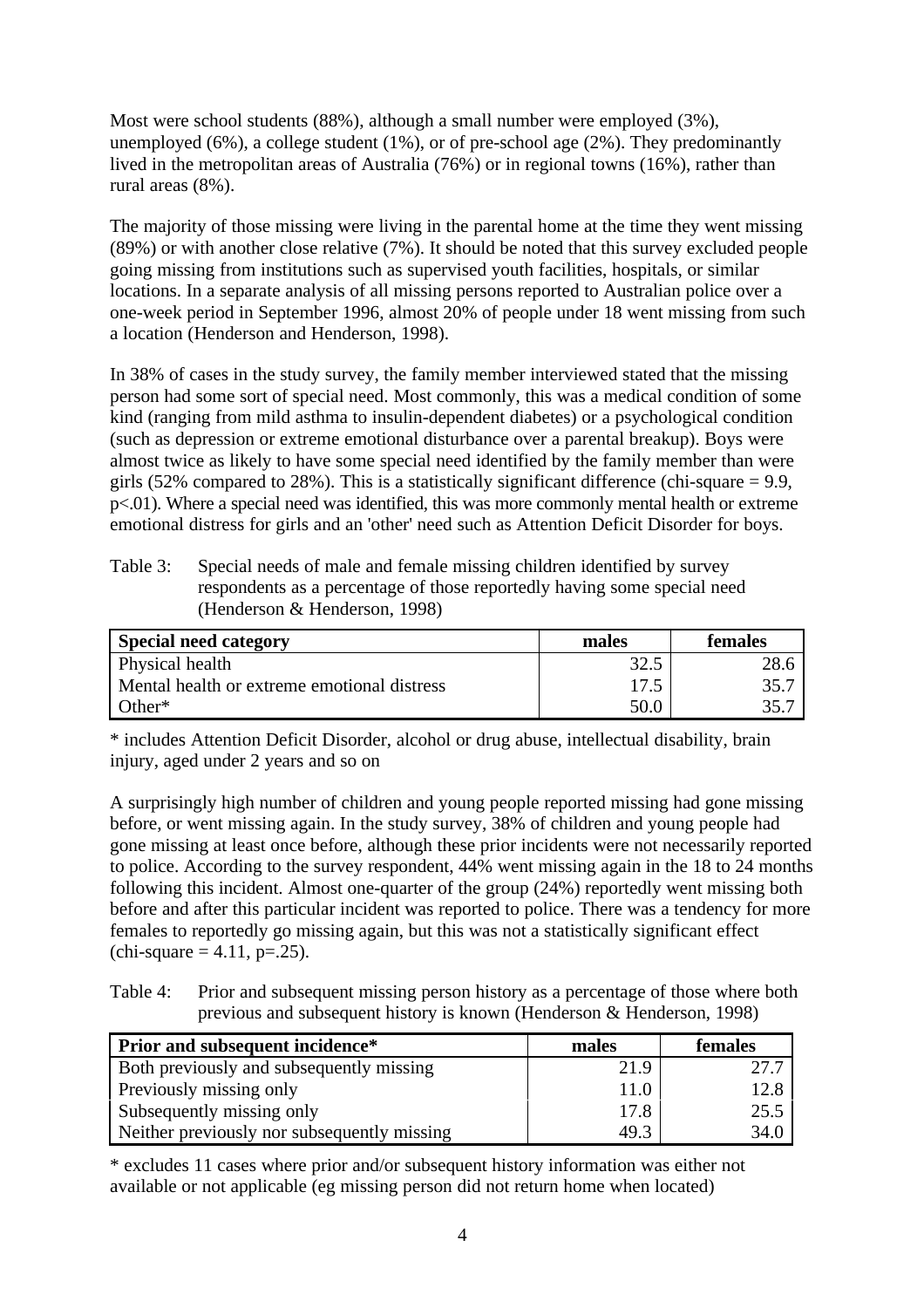Most were school students (88%), although a small number were employed (3%), unemployed (6%), a college student (1%), or of pre-school age (2%). They predominantly lived in the metropolitan areas of Australia (76%) or in regional towns (16%), rather than rural areas (8%).

The majority of those missing were living in the parental home at the time they went missing (89%) or with another close relative (7%). It should be noted that this survey excluded people going missing from institutions such as supervised youth facilities, hospitals, or similar locations. In a separate analysis of all missing persons reported to Australian police over a one-week period in September 1996, almost 20% of people under 18 went missing from such a location (Henderson and Henderson, 1998).

In 38% of cases in the study survey, the family member interviewed stated that the missing person had some sort of special need. Most commonly, this was a medical condition of some kind (ranging from mild asthma to insulin-dependent diabetes) or a psychological condition (such as depression or extreme emotional disturbance over a parental breakup). Boys were almost twice as likely to have some special need identified by the family member than were girls (52% compared to 28%). This is a statistically significant difference (chi-square = 9.9, $p<.01$). Where a special need was identified, this was more commonly mental health or extreme emotional distress for girls and an 'other' need such as Attention Deficit Disorder for boys.

Table 3: Special needs of male and female missing children identified by survey respondents as a percentage of those reportedly having some special need (Henderson & Henderson, 1998)

| Special need category | males | females |
|---|---|---|
| Physical health | 32.5 | 28.6 |
| Mental health or extreme emotional distress | 17.5 | 35.7 |
| Other* | 50.0 | 35.7 |

* includes Attention Deficit Disorder, alcohol or drug abuse, intellectual disability, brain injury, aged under 2 years and so on

A surprisingly high number of children and young people reported missing had gone missing before, or went missing again. In the study survey, 38% of children and young people had gone missing at least once before, although these prior incidents were not necessarily reported to police. According to the survey respondent, 44% went missing again in the 18 to 24 months following this incident. Almost one-quarter of the group (24%) reportedly went missing both before and after this particular incident was reported to police. There was a tendency for more females to reportedly go missing again, but this was not a statistically significant effect (chi-square = 4.11, $p=.25$).

Table 4: Prior and subsequent missing person history as a percentage of those where both previous and subsequent history is known (Henderson & Henderson, 1998)

| Prior and subsequent incidence* | males | females |
|---|---|---|
| Both previously and subsequently missing | 21.9 | 27.7 |
| Previously missing only | 11.0 | 12.8 |
| Subsequently missing only | 17.8 | 25.5 |
| Neither previously nor subsequently missing | 49.3 | 34.0 |

* excludes 11 cases where prior and/or subsequent history information was either not available or not applicable (eg missing person did not return home when located)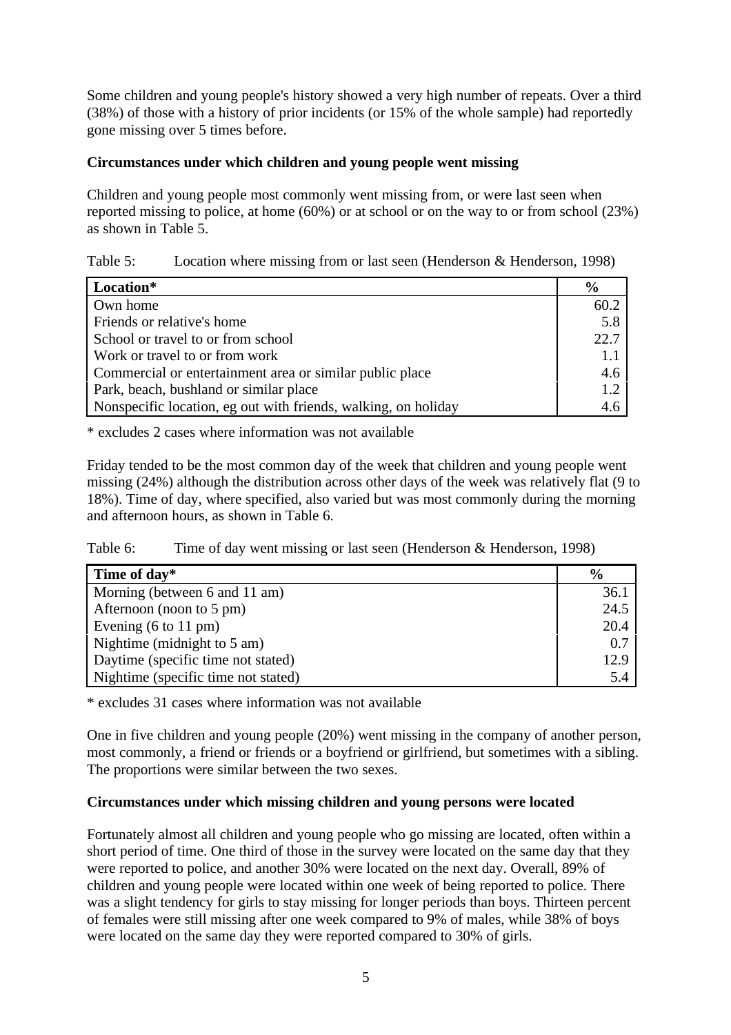Some children and young people's history showed a very high number of repeats. Over a third (38%) of those with a history of prior incidents (or 15% of the whole sample) had reportedly gone missing over 5 times before.

**Circumstances under which children and young people went missing**

Children and young people most commonly went missing from, or were last seen when reported missing to police, at home (60%) or at school or on the way to or from school (23%) as shown in Table 5.

Table 5: Location where missing from or last seen (Henderson & Henderson, 1998)

| Location* | % |
|---|---|
| Own home | 60.2 |
| Friends or relative's home | 5.8 |
| School or travel to or from school | 22.7 |
| Work or travel to or from work | 1.1 |
| Commercial or entertainment area or similar public place | 4.6 |
| Park, beach, bushland or similar place | 1.2 |
| Nonspecific location, eg out with friends, walking, on holiday | 4.6 |

* excludes 2 cases where information was not available

Friday tended to be the most common day of the week that children and young people went missing (24%) although the distribution across other days of the week was relatively flat (9 to 18%). Time of day, where specified, also varied but was most commonly during the morning and afternoon hours, as shown in Table 6.

Table 6: Time of day went missing or last seen (Henderson & Henderson, 1998)

| Time of day* | % |
|---|---|
| Morning (between 6 and 11 am) | 36.1 |
| Afternoon (noon to 5 pm) | 24.5 |
| Evening (6 to 11 pm) | 20.4 |
| Nightime (midnight to 5 am) | 0.7 |
| Daytime (specific time not stated) | 12.9 |
| Nightime (specific time not stated) | 5.4 |

* excludes 31 cases where information was not available

One in five children and young people (20%) went missing in the company of another person, most commonly, a friend or friends or a boyfriend or girlfriend, but sometimes with a sibling. The proportions were similar between the two sexes.

**Circumstances under which missing children and young persons were located**

Fortunately almost all children and young people who go missing are located, often within a short period of time. One third of those in the survey were located on the same day that they were reported to police, and another 30% were located on the next day. Overall, 89% of children and young people were located within one week of being reported to police. There was a slight tendency for girls to stay missing for longer periods than boys. Thirteen percent of females were still missing after one week compared to 9% of males, while 38% of boys were located on the same day they were reported compared to 30% of girls.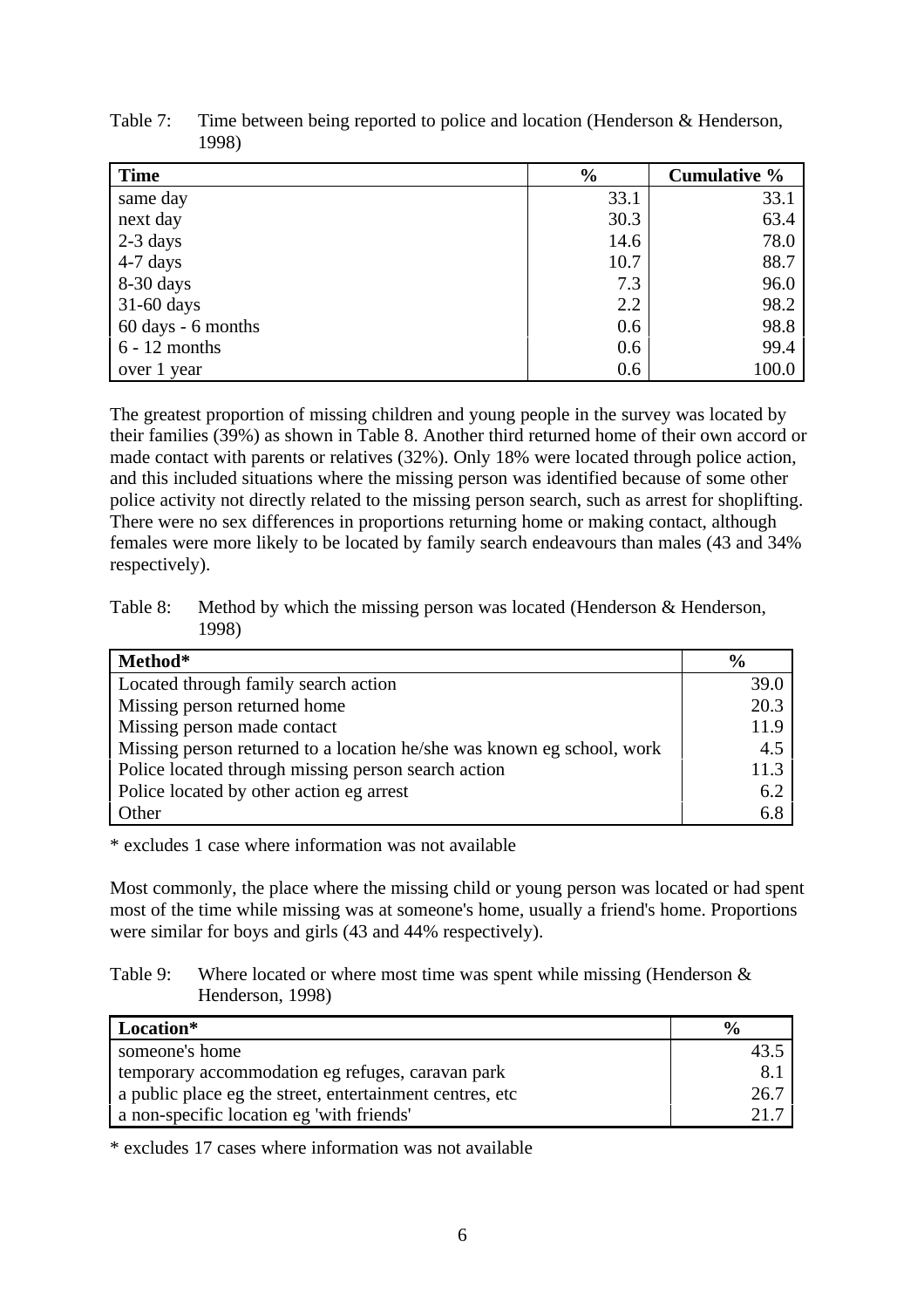Table 7: Time between being reported to police and location (Henderson & Henderson, 1998)

| Time | % | Cumulative % |
|---|---|---|
| same day | 33.1 | 33.1 |
| next day | 30.3 | 63.4 |
| 2-3 days | 14.6 | 78.0 |
| 4-7 days | 10.7 | 88.7 |
| 8-30 days | 7.3 | 96.0 |
| 31-60 days | 2.2 | 98.2 |
| 60 days - 6 months | 0.6 | 98.8 |
| 6 - 12 months | 0.6 | 99.4 |
| over 1 year | 0.6 | 100.0 |

The greatest proportion of missing children and young people in the survey was located by their families (39%) as shown in Table 8. Another third returned home of their own accord or made contact with parents or relatives (32%). Only 18% were located through police action, and this included situations where the missing person was identified because of some other police activity not directly related to the missing person search, such as arrest for shoplifting. There were no sex differences in proportions returning home or making contact, although females were more likely to be located by family search endeavours than males (43 and 34% respectively).

Table 8: Method by which the missing person was located (Henderson & Henderson, 1998)

| Method* | % |
|---|---|
| Located through family search action | 39.0 |
| Missing person returned home | 20.3 |
| Missing person made contact | 11.9 |
| Missing person returned to a location he/she was known eg school, work | 4.5 |
| Police located through missing person search action | 11.3 |
| Police located by other action eg arrest | 6.2 |
| Other | 6.8 |

* excludes 1 case where information was not available

Most commonly, the place where the missing child or young person was located or had spent most of the time while missing was at someone's home, usually a friend's home. Proportions were similar for boys and girls (43 and 44% respectively).

Table 9: Where located or where most time was spent while missing (Henderson & Henderson, 1998)

| Location* | % |
|---|---|
| someone's home | 43.5 |
| temporary accommodation eg refuges, caravan park | 8.1 |
| a public place eg the street, entertainment centres, etc | 26.7 |
| a non-specific location eg 'with friends' | 21.7 |

* excludes 17 cases where information was not available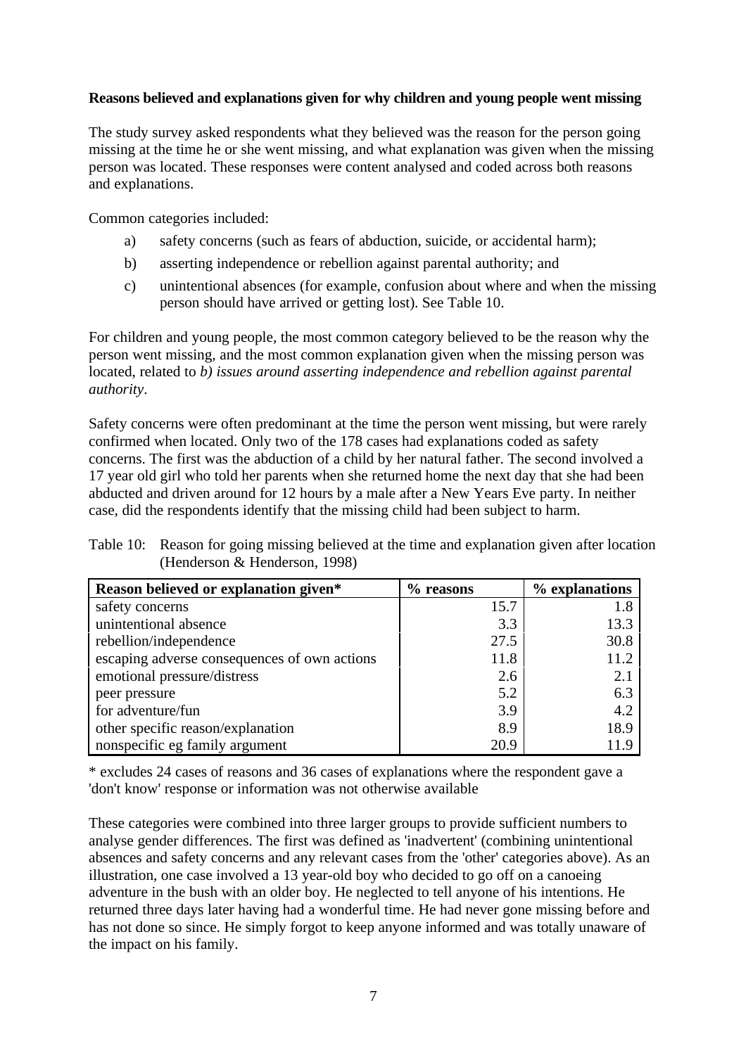**Reasons believed and explanations given for why children and young people went missing**

The study survey asked respondents what they believed was the reason for the person going missing at the time he or she went missing, and what explanation was given when the missing person was located. These responses were content analysed and coded across both reasons and explanations.

Common categories included:

a) safety concerns (such as fears of abduction, suicide, or accidental harm);

b) asserting independence or rebellion against parental authority; and

c) unintentional absences (for example, confusion about where and when the missing person should have arrived or getting lost). See Table 10.

For children and young people, the most common category believed to be the reason why the person went missing, and the most common explanation given when the missing person was located, related to *b) issues around asserting independence and rebellion against parental authority*.

Safety concerns were often predominant at the time the person went missing, but were rarely confirmed when located. Only two of the 178 cases had explanations coded as safety concerns. The first was the abduction of a child by her natural father. The second involved a 17 year old girl who told her parents when she returned home the next day that she had been abducted and driven around for 12 hours by a male after a New Years Eve party. In neither case, did the respondents identify that the missing child had been subject to harm.

Table 10: Reason for going missing believed at the time and explanation given after location (Henderson & Henderson, 1998)

| Reason believed or explanation given* | % reasons | % explanations |
|---|---|---|
| safety concerns | 15.7 | 1.8 |
| unintentional absence | 3.3 | 13.3 |
| rebellion/independence | 27.5 | 30.8 |
| escaping adverse consequences of own actions | 11.8 | 11.2 |
| emotional pressure/distress | 2.6 | 2.1 |
| peer pressure | 5.2 | 6.3 |
| for adventure/fun | 3.9 | 4.2 |
| other specific reason/explanation | 8.9 | 18.9 |
| nonspecific eg family argument | 20.9 | 11.9 |

* excludes 24 cases of reasons and 36 cases of explanations where the respondent gave a 'don't know' response or information was not otherwise available

These categories were combined into three larger groups to provide sufficient numbers to analyse gender differences. The first was defined as 'inadvertent' (combining unintentional absences and safety concerns and any relevant cases from the 'other' categories above). As an illustration, one case involved a 13 year-old boy who decided to go off on a canoeing adventure in the bush with an older boy. He neglected to tell anyone of his intentions. He returned three days later having had a wonderful time. He had never gone missing before and has not done so since. He simply forgot to keep anyone informed and was totally unaware of the impact on his family.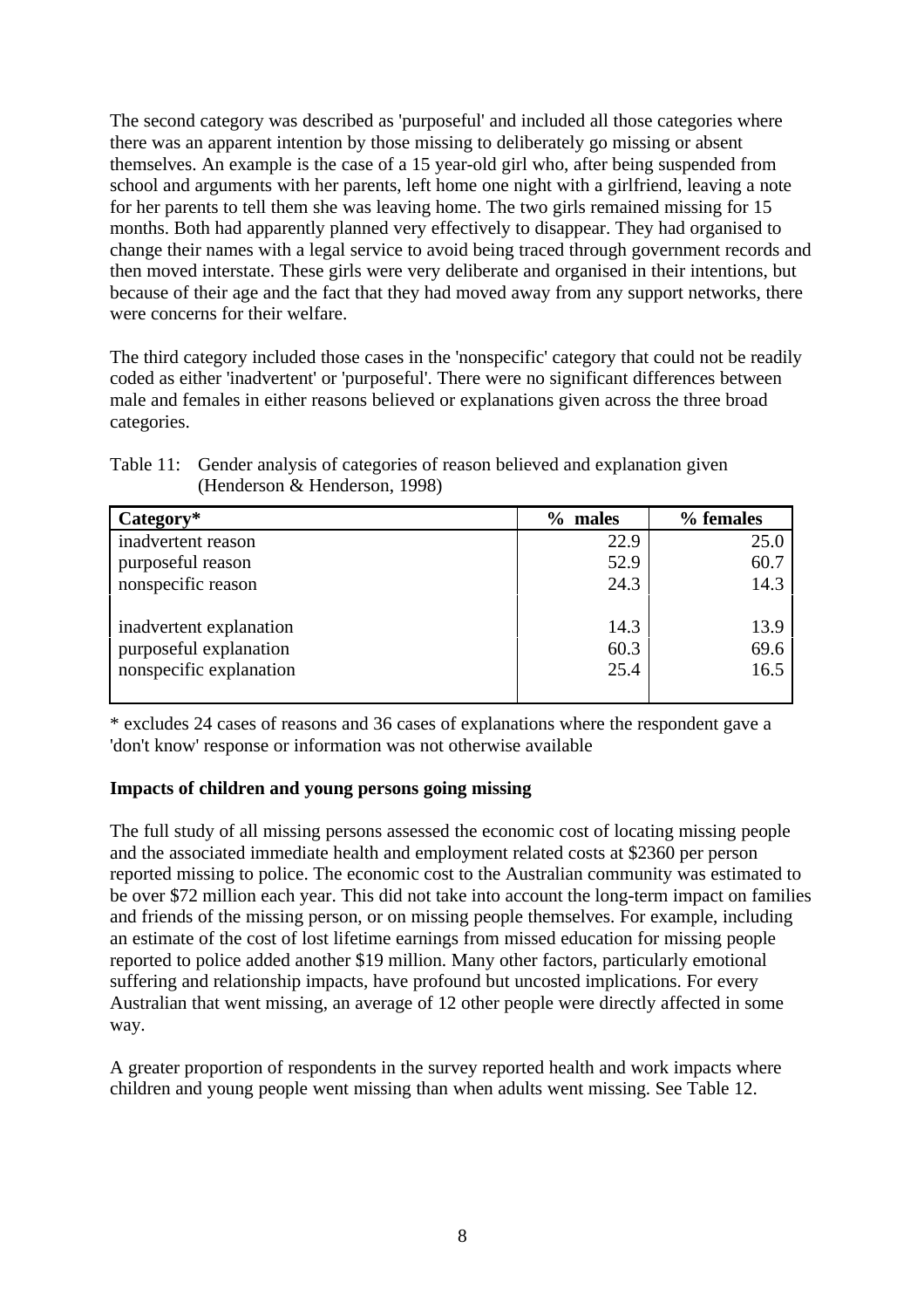The second category was described as 'purposeful' and included all those categories where there was an apparent intention by those missing to deliberately go missing or absent themselves. An example is the case of a 15 year-old girl who, after being suspended from school and arguments with her parents, left home one night with a girlfriend, leaving a note for her parents to tell them she was leaving home. The two girls remained missing for 15 months. Both had apparently planned very effectively to disappear. They had organised to change their names with a legal service to avoid being traced through government records and then moved interstate. These girls were very deliberate and organised in their intentions, but because of their age and the fact that they had moved away from any support networks, there were concerns for their welfare.

The third category included those cases in the 'nonspecific' category that could not be readily coded as either 'inadvertent' or 'purposeful'. There were no significant differences between male and females in either reasons believed or explanations given across the three broad categories.

Table 11: Gender analysis of categories of reason believed and explanation given (Henderson & Henderson, 1998)

| Category* | % males | % females |
|---|---|---|
| inadvertent reason | 22.9 | 25.0 |
| purposeful reason | 52.9 | 60.7 |
| nonspecific reason | 24.3 | 14.3 |
| | | |
| inadvertent explanation | 14.3 | 13.9 |
| purposeful explanation | 60.3 | 69.6 |
| nonspecific explanation | 25.4 | 16.5 |

* excludes 24 cases of reasons and 36 cases of explanations where the respondent gave a 'don't know' response or information was not otherwise available

**Impacts of children and young persons going missing**

The full study of all missing persons assessed the economic cost of locating missing people and the associated immediate health and employment related costs at $2360 per person reported missing to police. The economic cost to the Australian community was estimated to be over $72 million each year. This did not take into account the long-term impact on families and friends of the missing person, or on missing people themselves. For example, including an estimate of the cost of lost lifetime earnings from missed education for missing people reported to police added another $19 million. Many other factors, particularly emotional suffering and relationship impacts, have profound but uncosted implications. For every Australian that went missing, an average of 12 other people were directly affected in some way.

A greater proportion of respondents in the survey reported health and work impacts where children and young people went missing than when adults went missing. See Table 12.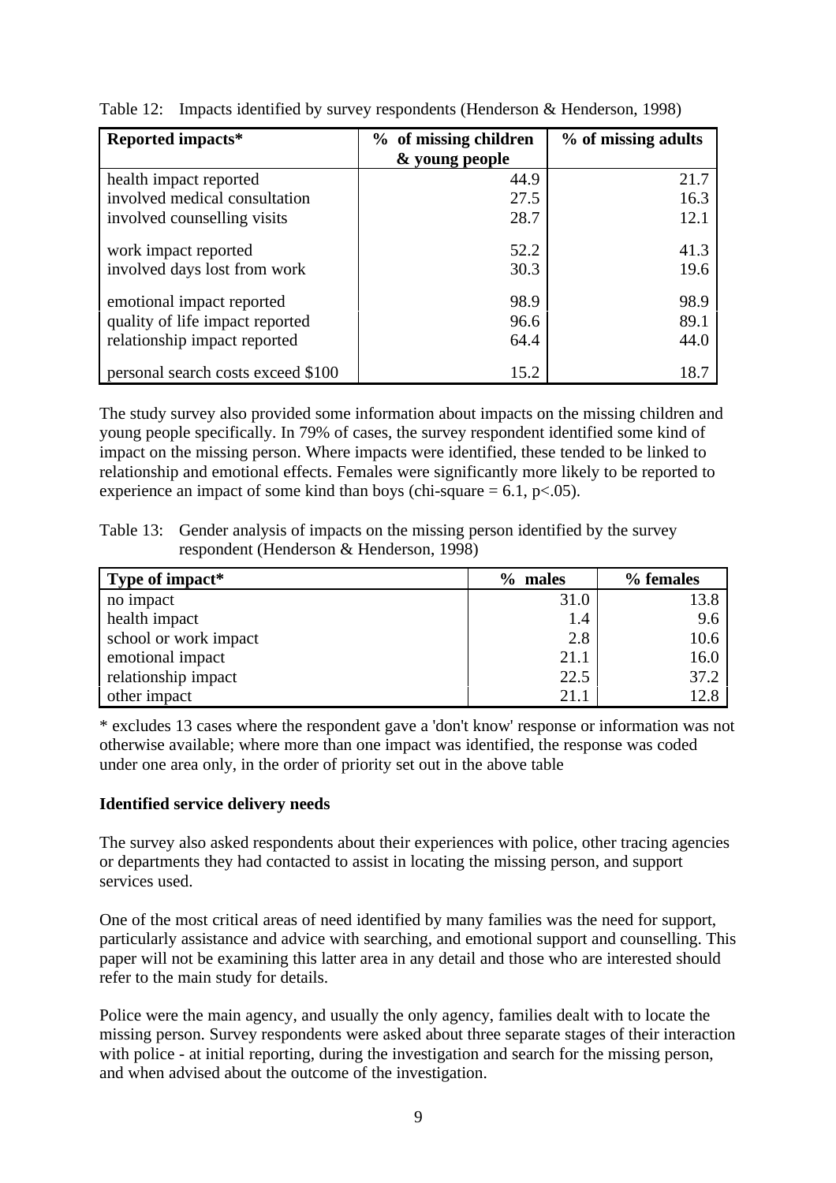Table 12: Impacts identified by survey respondents (Henderson & Henderson, 1998)

| Reported impacts* | % of missing children & young people | % of missing adults |
|---|---|---|
| health impact reported | 44.9 | 21.7 |
| involved medical consultation | 27.5 | 16.3 |
| involved counselling visits | 28.7 | 12.1 |
| work impact reported | 52.2 | 41.3 |
| involved days lost from work | 30.3 | 19.6 |
| emotional impact reported | 98.9 | 98.9 |
| quality of life impact reported | 96.6 | 89.1 |
| relationship impact reported | 64.4 | 44.0 |
| personal search costs exceed $100 | 15.2 | 18.7 |

The study survey also provided some information about impacts on the missing children and young people specifically. In 79% of cases, the survey respondent identified some kind of impact on the missing person. Where impacts were identified, these tended to be linked to relationship and emotional effects. Females were significantly more likely to be reported to experience an impact of some kind than boys (chi-square = 6.1, $p<.05$).

Table 13: Gender analysis of impacts on the missing person identified by the survey respondent (Henderson & Henderson, 1998)

| Type of impact* | % males | % females |
|---|---|---|
| no impact | 31.0 | 13.8 |
| health impact | 1.4 | 9.6 |
| school or work impact | 2.8 | 10.6 |
| emotional impact | 21.1 | 16.0 |
| relationship impact | 22.5 | 37.2 |
| other impact | 21.1 | 12.8 |

* excludes 13 cases where the respondent gave a 'don't know' response or information was not otherwise available; where more than one impact was identified, the response was coded under one area only, in the order of priority set out in the above table

**Identified service delivery needs**

The survey also asked respondents about their experiences with police, other tracing agencies or departments they had contacted to assist in locating the missing person, and support services used.

One of the most critical areas of need identified by many families was the need for support, particularly assistance and advice with searching, and emotional support and counselling. This paper will not be examining this latter area in any detail and those who are interested should refer to the main study for details.

Police were the main agency, and usually the only agency, families dealt with to locate the missing person. Survey respondents were asked about three separate stages of their interaction with police - at initial reporting, during the investigation and search for the missing person, and when advised about the outcome of the investigation.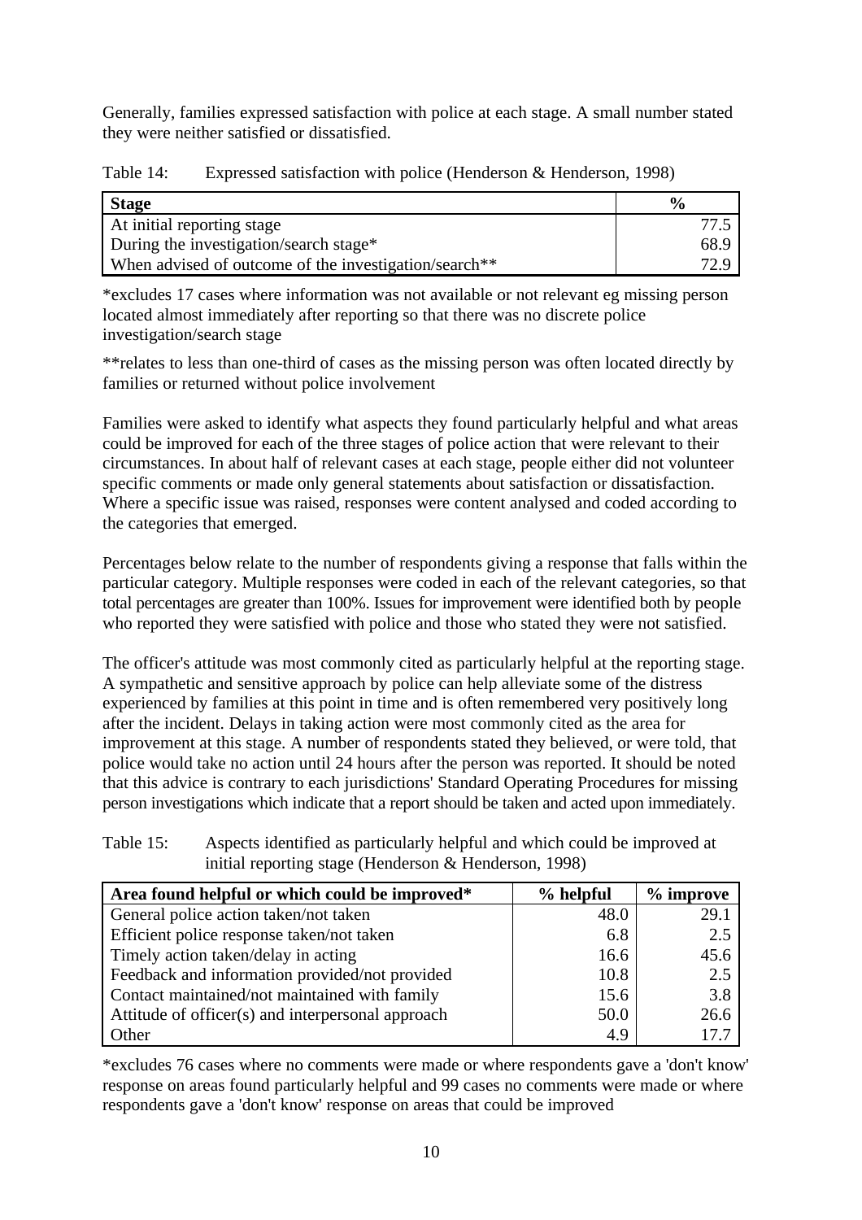Generally, families expressed satisfaction with police at each stage. A small number stated they were neither satisfied or dissatisfied.

Table 14: Expressed satisfaction with police (Henderson & Henderson, 1998)

| Stage | % |
|---|---|
| At initial reporting stage | 77.5 |
| During the investigation/search stage* | 68.9 |
| When advised of outcome of the investigation/search** | 72.9 |

*excludes 17 cases where information was not available or not relevant eg missing person located almost immediately after reporting so that there was no discrete police investigation/search stage

**relates to less than one-third of cases as the missing person was often located directly by families or returned without police involvement

Families were asked to identify what aspects they found particularly helpful and what areas could be improved for each of the three stages of police action that were relevant to their circumstances. In about half of relevant cases at each stage, people either did not volunteer specific comments or made only general statements about satisfaction or dissatisfaction. Where a specific issue was raised, responses were content analysed and coded according to the categories that emerged.

Percentages below relate to the number of respondents giving a response that falls within the particular category. Multiple responses were coded in each of the relevant categories, so that total percentages are greater than 100%. Issues for improvement were identified both by people who reported they were satisfied with police and those who stated they were not satisfied.

The officer's attitude was most commonly cited as particularly helpful at the reporting stage. A sympathetic and sensitive approach by police can help alleviate some of the distress experienced by families at this point in time and is often remembered very positively long after the incident. Delays in taking action were most commonly cited as the area for improvement at this stage. A number of respondents stated they believed, or were told, that police would take no action until 24 hours after the person was reported. It should be noted that this advice is contrary to each jurisdictions' Standard Operating Procedures for missing person investigations which indicate that a report should be taken and acted upon immediately.

Table 15: Aspects identified as particularly helpful and which could be improved at initial reporting stage (Henderson & Henderson, 1998)

| Area found helpful or which could be improved* | % helpful | % improve |
|---|---|---|
| General police action taken/not taken | 48.0 | 29.1 |
| Efficient police response taken/not taken | 6.8 | 2.5 |
| Timely action taken/delay in acting | 16.6 | 45.6 |
| Feedback and information provided/not provided | 10.8 | 2.5 |
| Contact maintained/not maintained with family | 15.6 | 3.8 |
| Attitude of officer(s) and interpersonal approach | 50.0 | 26.6 |
| Other | 4.9 | 17.7 |

*excludes 76 cases where no comments were made or where respondents gave a 'don't know' response on areas found particularly helpful and 99 cases no comments were made or where respondents gave a 'don't know' response on areas that could be improved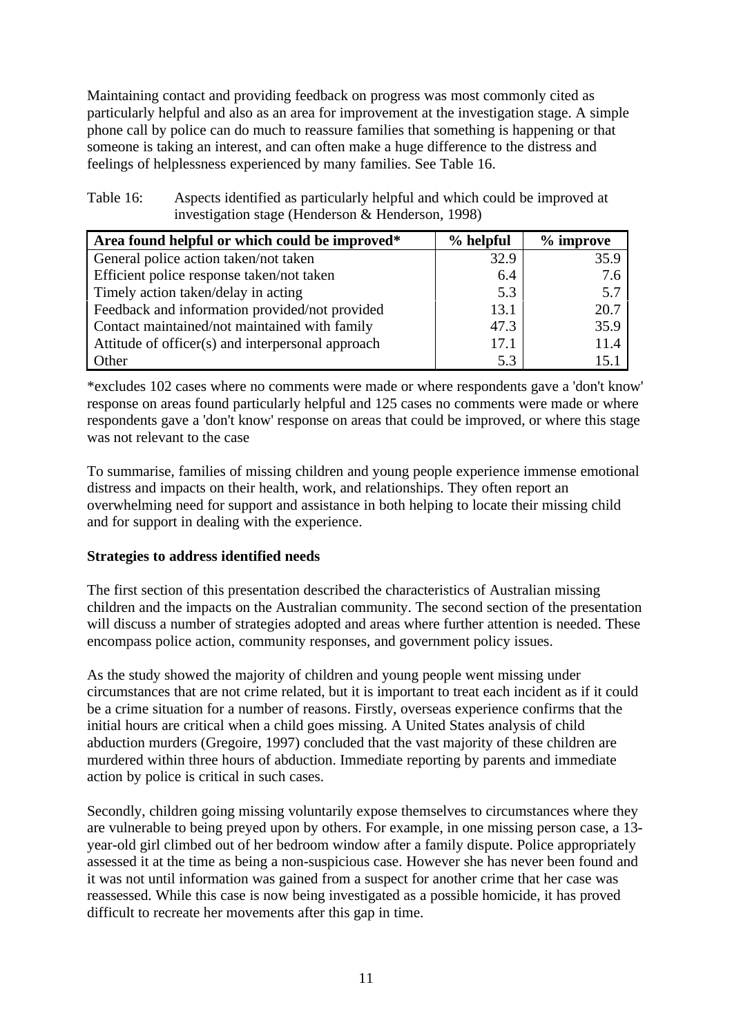Maintaining contact and providing feedback on progress was most commonly cited as particularly helpful and also as an area for improvement at the investigation stage. A simple phone call by police can do much to reassure families that something is happening or that someone is taking an interest, and can often make a huge difference to the distress and feelings of helplessness experienced by many families. See Table 16.

Table 16: Aspects identified as particularly helpful and which could be improved at investigation stage (Henderson & Henderson, 1998)

| Area found helpful or which could be improved* | % helpful | % improve |
|---|---|---|
| General police action taken/not taken | 32.9 | 35.9 |
| Efficient police response taken/not taken | 6.4 | 7.6 |
| Timely action taken/delay in acting | 5.3 | 5.7 |
| Feedback and information provided/not provided | 13.1 | 20.7 |
| Contact maintained/not maintained with family | 47.3 | 35.9 |
| Attitude of officer(s) and interpersonal approach | 17.1 | 11.4 |
| Other | 5.3 | 15.1 |

*excludes 102 cases where no comments were made or where respondents gave a 'don't know' response on areas found particularly helpful and 125 cases no comments were made or where respondents gave a 'don't know' response on areas that could be improved, or where this stage was not relevant to the case

To summarise, families of missing children and young people experience immense emotional distress and impacts on their health, work, and relationships. They often report an overwhelming need for support and assistance in both helping to locate their missing child and for support in dealing with the experience.

**Strategies to address identified needs**

The first section of this presentation described the characteristics of Australian missing children and the impacts on the Australian community. The second section of the presentation will discuss a number of strategies adopted and areas where further attention is needed. These encompass police action, community responses, and government policy issues.

As the study showed the majority of children and young people went missing under circumstances that are not crime related, but it is important to treat each incident as if it could be a crime situation for a number of reasons. Firstly, overseas experience confirms that the initial hours are critical when a child goes missing. A United States analysis of child abduction murders (Gregoire, 1997) concluded that the vast majority of these children are murdered within three hours of abduction. Immediate reporting by parents and immediate action by police is critical in such cases.

Secondly, children going missing voluntarily expose themselves to circumstances where they are vulnerable to being preyed upon by others. For example, in one missing person case, a 13-year-old girl climbed out of her bedroom window after a family dispute. Police appropriately assessed it at the time as being a non-suspicious case. However she has never been found and it was not until information was gained from a suspect for another crime that her case was reassessed. While this case is now being investigated as a possible homicide, it has proved difficult to recreate her movements after this gap in time.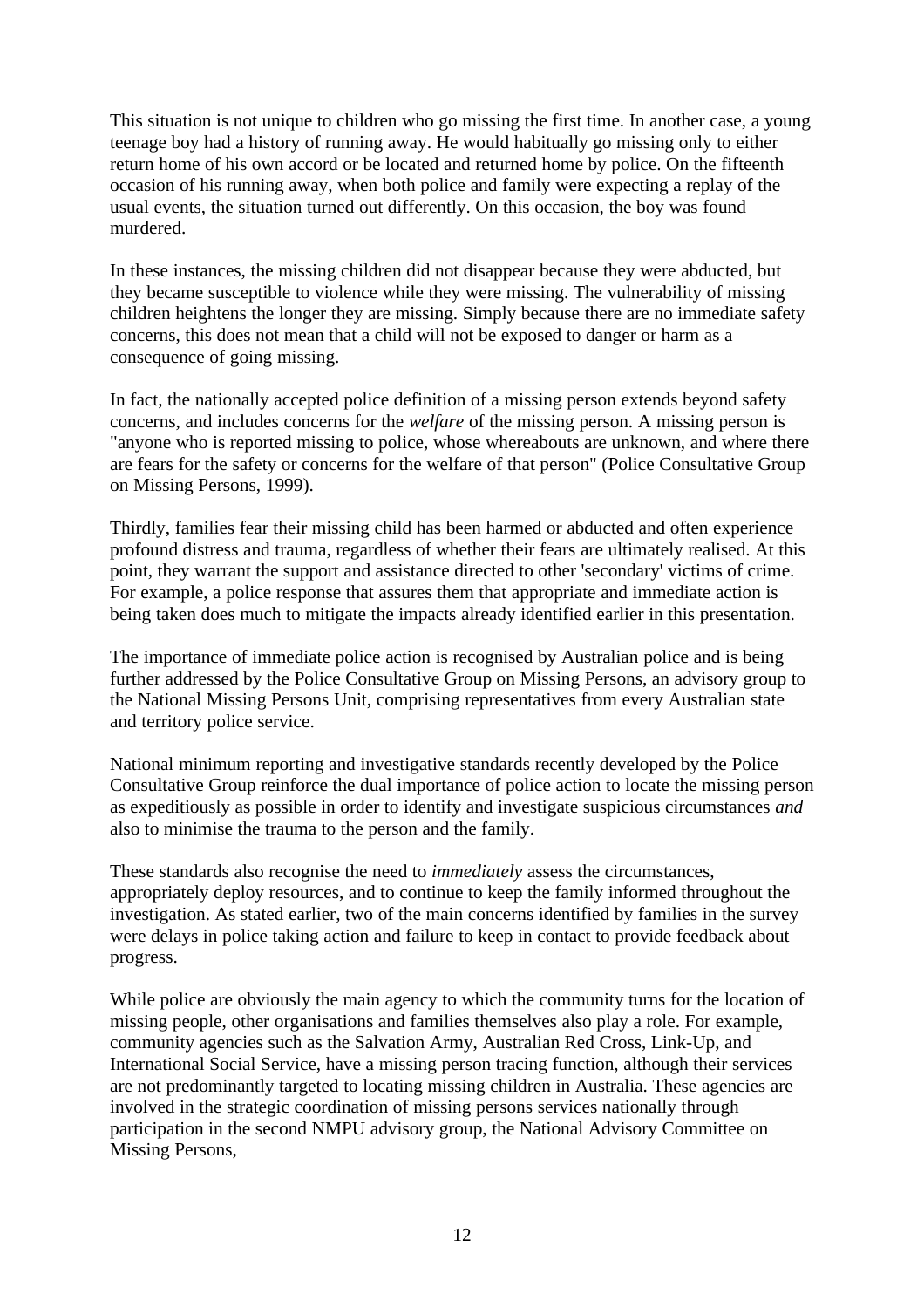This situation is not unique to children who go missing the first time. In another case, a young teenage boy had a history of running away. He would habitually go missing only to either return home of his own accord or be located and returned home by police. On the fifteenth occasion of his running away, when both police and family were expecting a replay of the usual events, the situation turned out differently. On this occasion, the boy was found murdered.

In these instances, the missing children did not disappear because they were abducted, but they became susceptible to violence while they were missing. The vulnerability of missing children heightens the longer they are missing. Simply because there are no immediate safety concerns, this does not mean that a child will not be exposed to danger or harm as a consequence of going missing.

In fact, the nationally accepted police definition of a missing person extends beyond safety concerns, and includes concerns for the *welfare* of the missing person. A missing person is "anyone who is reported missing to police, whose whereabouts are unknown, and where there are fears for the safety or concerns for the welfare of that person" (Police Consultative Group on Missing Persons, 1999).

Thirdly, families fear their missing child has been harmed or abducted and often experience profound distress and trauma, regardless of whether their fears are ultimately realised. At this point, they warrant the support and assistance directed to other 'secondary' victims of crime. For example, a police response that assures them that appropriate and immediate action is being taken does much to mitigate the impacts already identified earlier in this presentation.

The importance of immediate police action is recognised by Australian police and is being further addressed by the Police Consultative Group on Missing Persons, an advisory group to the National Missing Persons Unit, comprising representatives from every Australian state and territory police service.

National minimum reporting and investigative standards recently developed by the Police Consultative Group reinforce the dual importance of police action to locate the missing person as expeditiously as possible in order to identify and investigate suspicious circumstances *and* also to minimise the trauma to the person and the family.

These standards also recognise the need to *immediately* assess the circumstances, appropriately deploy resources, and to continue to keep the family informed throughout the investigation. As stated earlier, two of the main concerns identified by families in the survey were delays in police taking action and failure to keep in contact to provide feedback about progress.

While police are obviously the main agency to which the community turns for the location of missing people, other organisations and families themselves also play a role. For example, community agencies such as the Salvation Army, Australian Red Cross, Link-Up, and International Social Service, have a missing person tracing function, although their services are not predominantly targeted to locating missing children in Australia. These agencies are involved in the strategic coordination of missing persons services nationally through participation in the second NMPU advisory group, the National Advisory Committee on Missing Persons,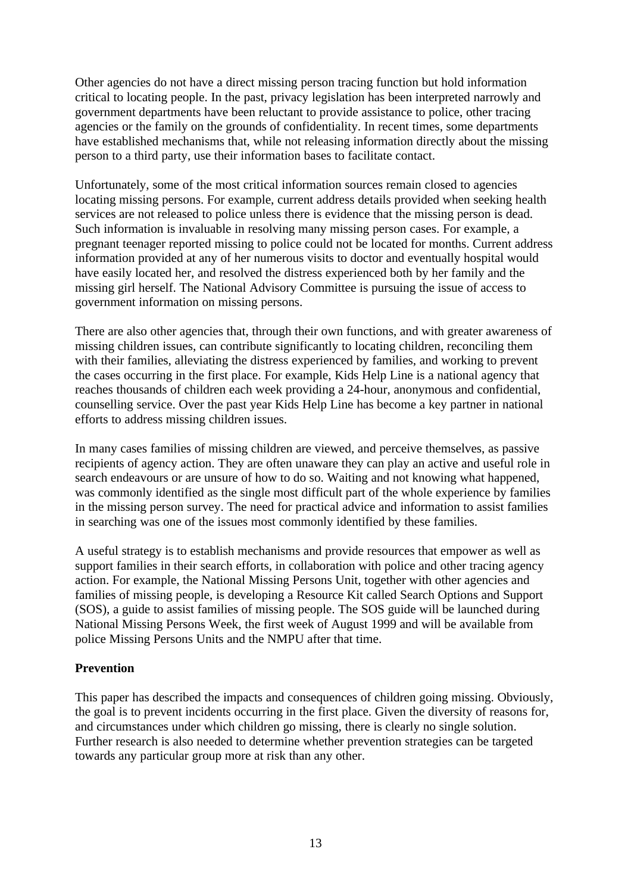Other agencies do not have a direct missing person tracing function but hold information critical to locating people. In the past, privacy legislation has been interpreted narrowly and government departments have been reluctant to provide assistance to police, other tracing agencies or the family on the grounds of confidentiality. In recent times, some departments have established mechanisms that, while not releasing information directly about the missing person to a third party, use their information bases to facilitate contact.

Unfortunately, some of the most critical information sources remain closed to agencies locating missing persons. For example, current address details provided when seeking health services are not released to police unless there is evidence that the missing person is dead. Such information is invaluable in resolving many missing person cases. For example, a pregnant teenager reported missing to police could not be located for months. Current address information provided at any of her numerous visits to doctor and eventually hospital would have easily located her, and resolved the distress experienced both by her family and the missing girl herself. The National Advisory Committee is pursuing the issue of access to government information on missing persons.

There are also other agencies that, through their own functions, and with greater awareness of missing children issues, can contribute significantly to locating children, reconciling them with their families, alleviating the distress experienced by families, and working to prevent the cases occurring in the first place. For example, Kids Help Line is a national agency that reaches thousands of children each week providing a 24-hour, anonymous and confidential, counselling service. Over the past year Kids Help Line has become a key partner in national efforts to address missing children issues.

In many cases families of missing children are viewed, and perceive themselves, as passive recipients of agency action. They are often unaware they can play an active and useful role in search endeavours or are unsure of how to do so. Waiting and not knowing what happened, was commonly identified as the single most difficult part of the whole experience by families in the missing person survey. The need for practical advice and information to assist families in searching was one of the issues most commonly identified by these families.

A useful strategy is to establish mechanisms and provide resources that empower as well as support families in their search efforts, in collaboration with police and other tracing agency action. For example, the National Missing Persons Unit, together with other agencies and families of missing people, is developing a Resource Kit called Search Options and Support (SOS), a guide to assist families of missing people. The SOS guide will be launched during National Missing Persons Week, the first week of August 1999 and will be available from police Missing Persons Units and the NMPU after that time.

**Prevention**

This paper has described the impacts and consequences of children going missing. Obviously, the goal is to prevent incidents occurring in the first place. Given the diversity of reasons for, and circumstances under which children go missing, there is clearly no single solution. Further research is also needed to determine whether prevention strategies can be targeted towards any particular group more at risk than any other.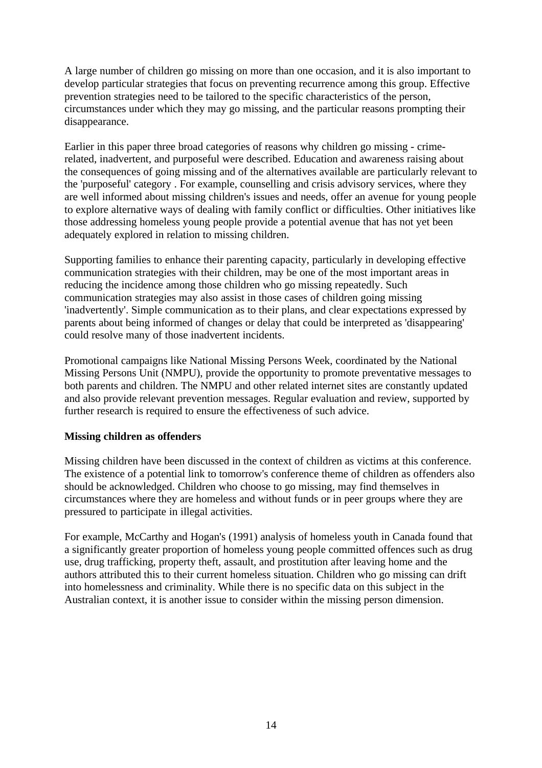A large number of children go missing on more than one occasion, and it is also important to develop particular strategies that focus on preventing recurrence among this group. Effective prevention strategies need to be tailored to the specific characteristics of the person, circumstances under which they may go missing, and the particular reasons prompting their disappearance.

Earlier in this paper three broad categories of reasons why children go missing - crime-related, inadvertent, and purposeful were described. Education and awareness raising about the consequences of going missing and of the alternatives available are particularly relevant to the 'purposeful' category . For example, counselling and crisis advisory services, where they are well informed about missing children's issues and needs, offer an avenue for young people to explore alternative ways of dealing with family conflict or difficulties. Other initiatives like those addressing homeless young people provide a potential avenue that has not yet been adequately explored in relation to missing children.

Supporting families to enhance their parenting capacity, particularly in developing effective communication strategies with their children, may be one of the most important areas in reducing the incidence among those children who go missing repeatedly. Such communication strategies may also assist in those cases of children going missing 'inadvertently'. Simple communication as to their plans, and clear expectations expressed by parents about being informed of changes or delay that could be interpreted as 'disappearing' could resolve many of those inadvertent incidents.

Promotional campaigns like National Missing Persons Week, coordinated by the National Missing Persons Unit (NMPU), provide the opportunity to promote preventative messages to both parents and children. The NMPU and other related internet sites are constantly updated and also provide relevant prevention messages. Regular evaluation and review, supported by further research is required to ensure the effectiveness of such advice.

**Missing children as offenders**

Missing children have been discussed in the context of children as victims at this conference. The existence of a potential link to tomorrow's conference theme of children as offenders also should be acknowledged. Children who choose to go missing, may find themselves in circumstances where they are homeless and without funds or in peer groups where they are pressured to participate in illegal activities.

For example, McCarthy and Hogan's (1991) analysis of homeless youth in Canada found that a significantly greater proportion of homeless young people committed offences such as drug use, drug trafficking, property theft, assault, and prostitution after leaving home and the authors attributed this to their current homeless situation. Children who go missing can drift into homelessness and criminality. While there is no specific data on this subject in the Australian context, it is another issue to consider within the missing person dimension.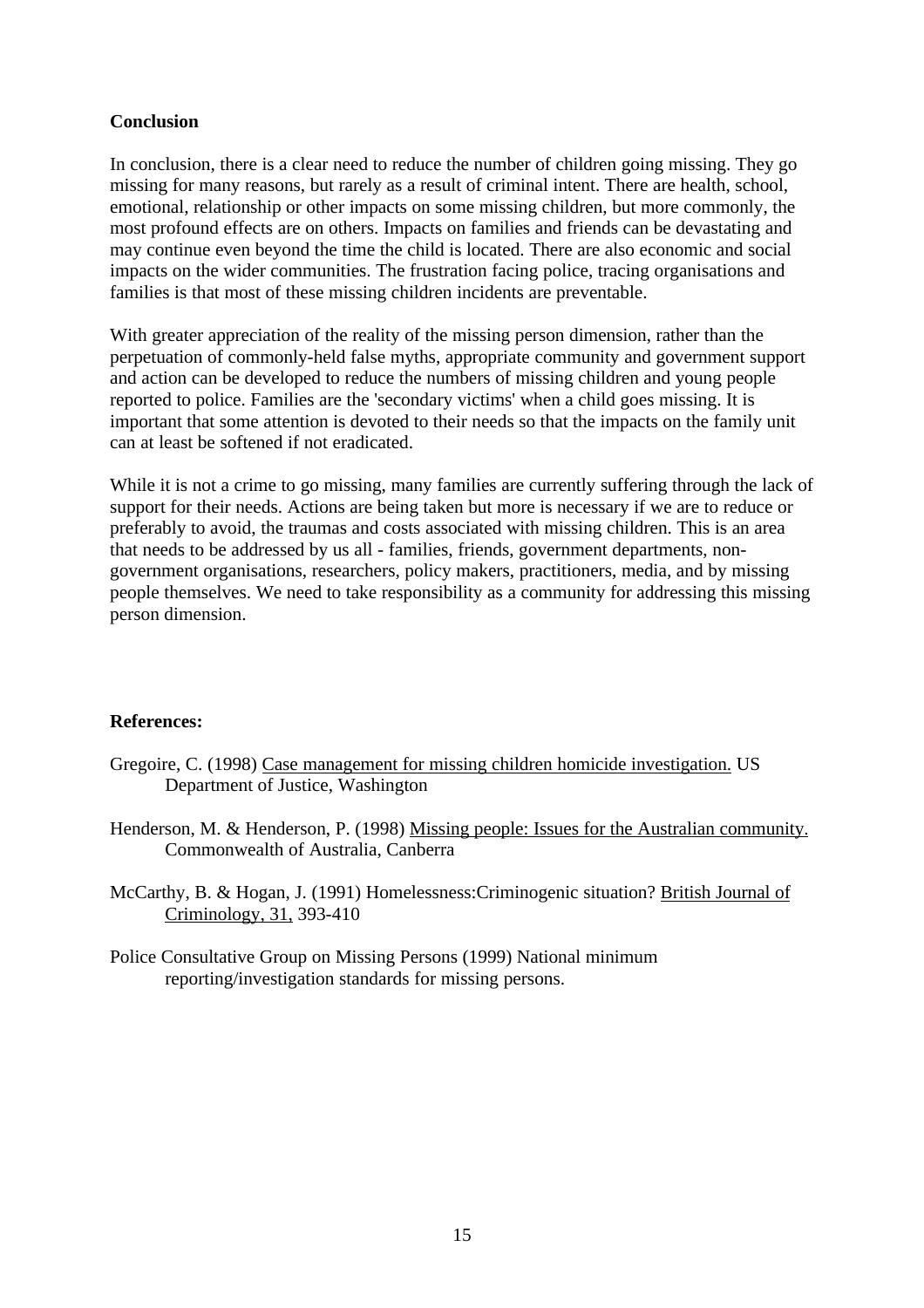**Conclusion**

In conclusion, there is a clear need to reduce the number of children going missing. They go missing for many reasons, but rarely as a result of criminal intent. There are health, school, emotional, relationship or other impacts on some missing children, but more commonly, the most profound effects are on others. Impacts on families and friends can be devastating and may continue even beyond the time the child is located. There are also economic and social impacts on the wider communities. The frustration facing police, tracing organisations and families is that most of these missing children incidents are preventable.

With greater appreciation of the reality of the missing person dimension, rather than the perpetuation of commonly-held false myths, appropriate community and government support and action can be developed to reduce the numbers of missing children and young people reported to police. Families are the 'secondary victims' when a child goes missing. It is important that some attention is devoted to their needs so that the impacts on the family unit can at least be softened if not eradicated.

While it is not a crime to go missing, many families are currently suffering through the lack of support for their needs. Actions are being taken but more is necessary if we are to reduce or preferably to avoid, the traumas and costs associated with missing children. This is an area that needs to be addressed by us all - families, friends, government departments, non-government organisations, researchers, policy makers, practitioners, media, and by missing people themselves. We need to take responsibility as a community for addressing this missing person dimension.

**References:**

Gregoire, C. (1998) Case management for missing children homicide investigation. US Department of Justice, Washington

Henderson, M. & Henderson, P. (1998) Missing people: Issues for the Australian community. Commonwealth of Australia, Canberra

McCarthy, B. & Hogan, J. (1991) Homelessness:Criminogenic situation? British Journal of Criminology, 31, 393-410

Police Consultative Group on Missing Persons (1999) National minimum reporting/investigation standards for missing persons.